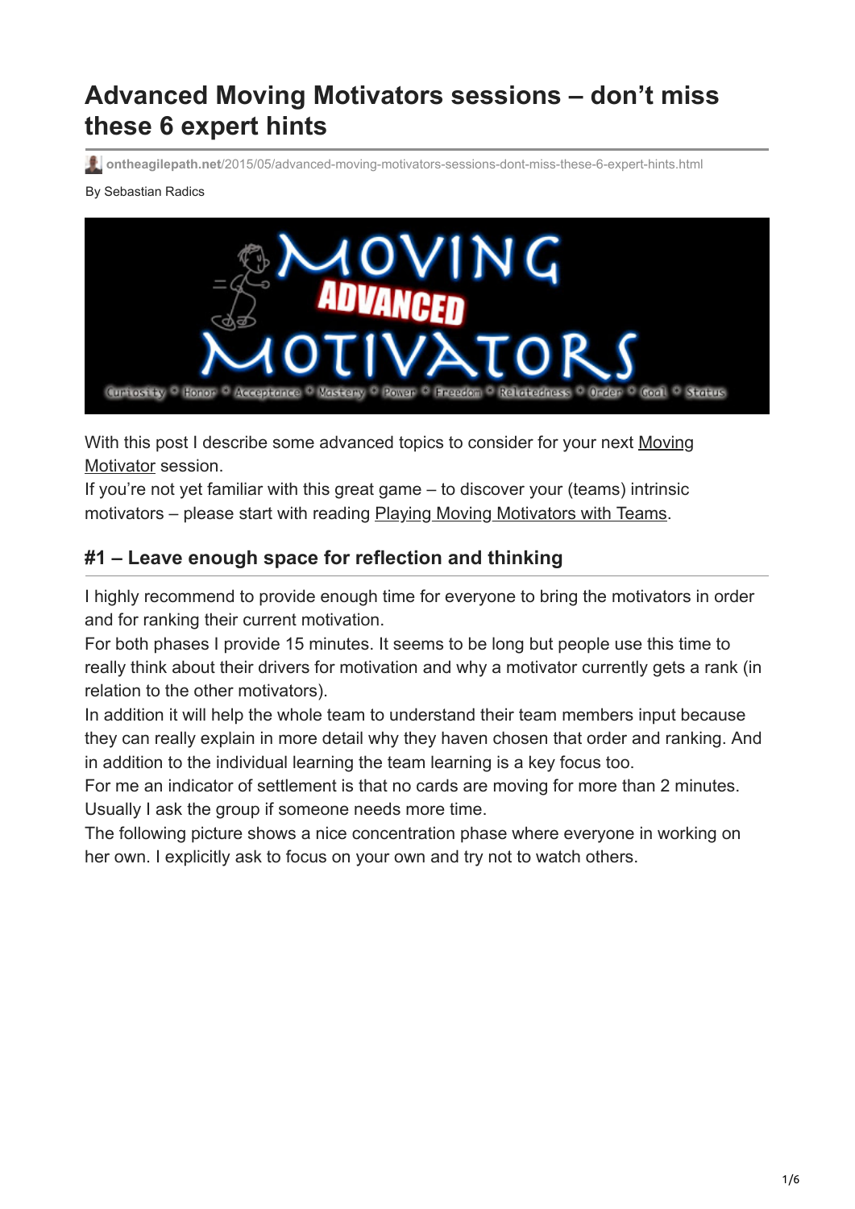# Advanced Moving Motivators sessions – don't miss these 6 expert hints

ontheagilepath.net/2015/05/advanced-moving-motivators-sessions-dont-miss-these-6-expert-hints.html

By Sebastian Radics

With this post I describe some advanced topics to consider for your next Moving Motivator session.
If you're not yet familiar with this great game – to discover your (teams) intrinsic motivators – please start with reading Playing Moving Motivators with Teams.

## #1 – Leave enough space for reflection and thinking

I highly recommend to provide enough time for everyone to bring the motivators in order and for ranking their current motivation.
For both phases I provide 15 minutes. It seems to be long but people use this time to really think about their drivers for motivation and why a motivator currently gets a rank (in relation to the other motivators).
In addition it will help the whole team to understand their team members input because they can really explain in more detail why they haven chosen that order and ranking. And in addition to the individual learning the team learning is a key focus too.
For me an indicator of settlement is that no cards are moving for more than 2 minutes. Usually I ask the group if someone needs more time.
The following picture shows a nice concentration phase where everyone in working on her own. I explicitly ask to focus on your own and try not to watch others.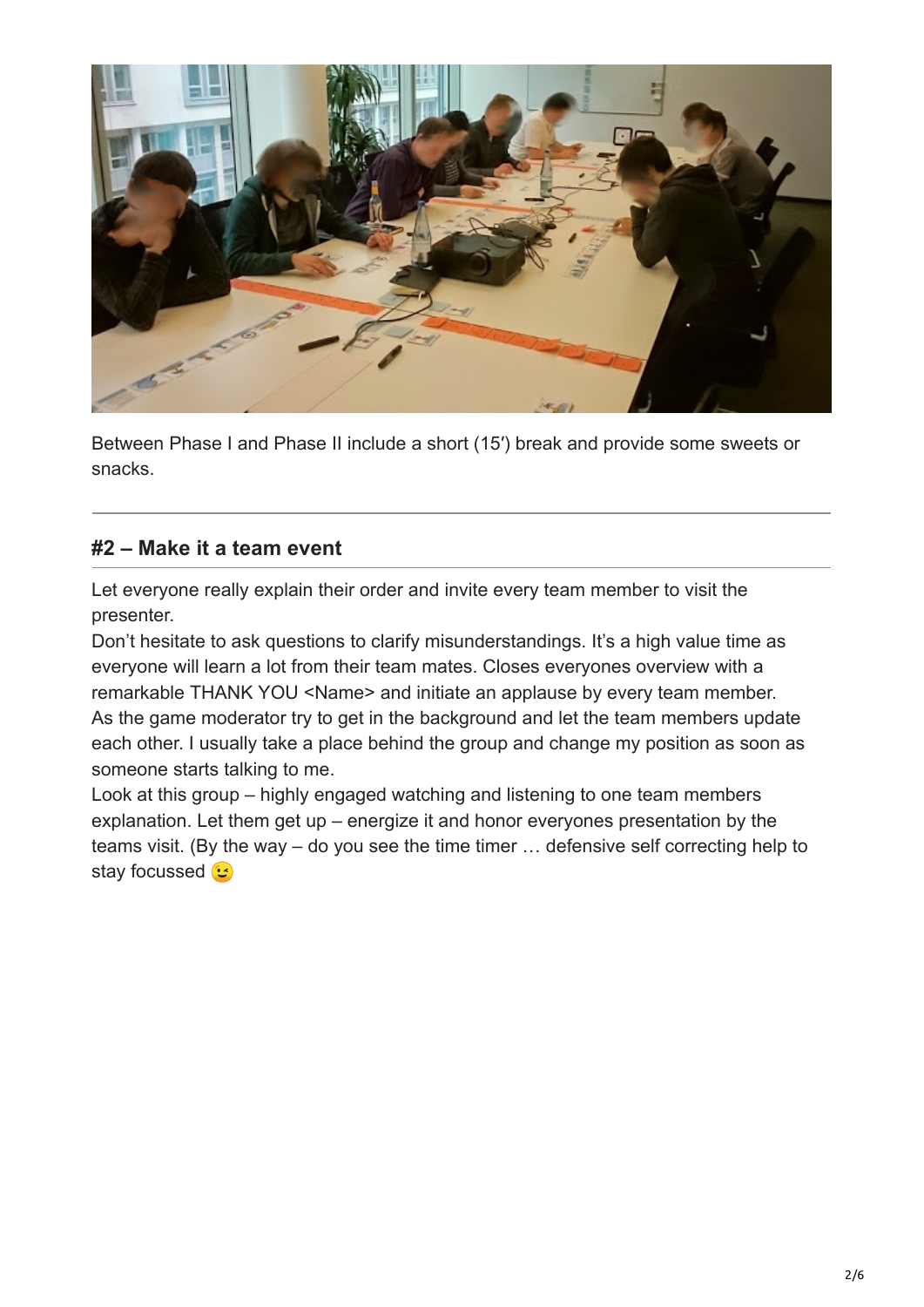Between Phase I and Phase II include a short (15′) break and provide some sweets or snacks.

---

## #2 – Make it a team event

Let everyone really explain their order and invite every team member to visit the presenter.
Don't hesitate to ask questions to clarify misunderstandings. It's a high value time as everyone will learn a lot from their team mates. Closes everyones overview with a remarkable THANK YOU <Name> and initiate an applause by every team member.
As the game moderator try to get in the background and let the team members update each other. I usually take a place behind the group and change my position as soon as someone starts talking to me.
Look at this group – highly engaged watching and listening to one team members explanation. Let them get up – energize it and honor everyones presentation by the teams visit. (By the way – do you see the time timer … defensive self correcting help to stay focussed 😉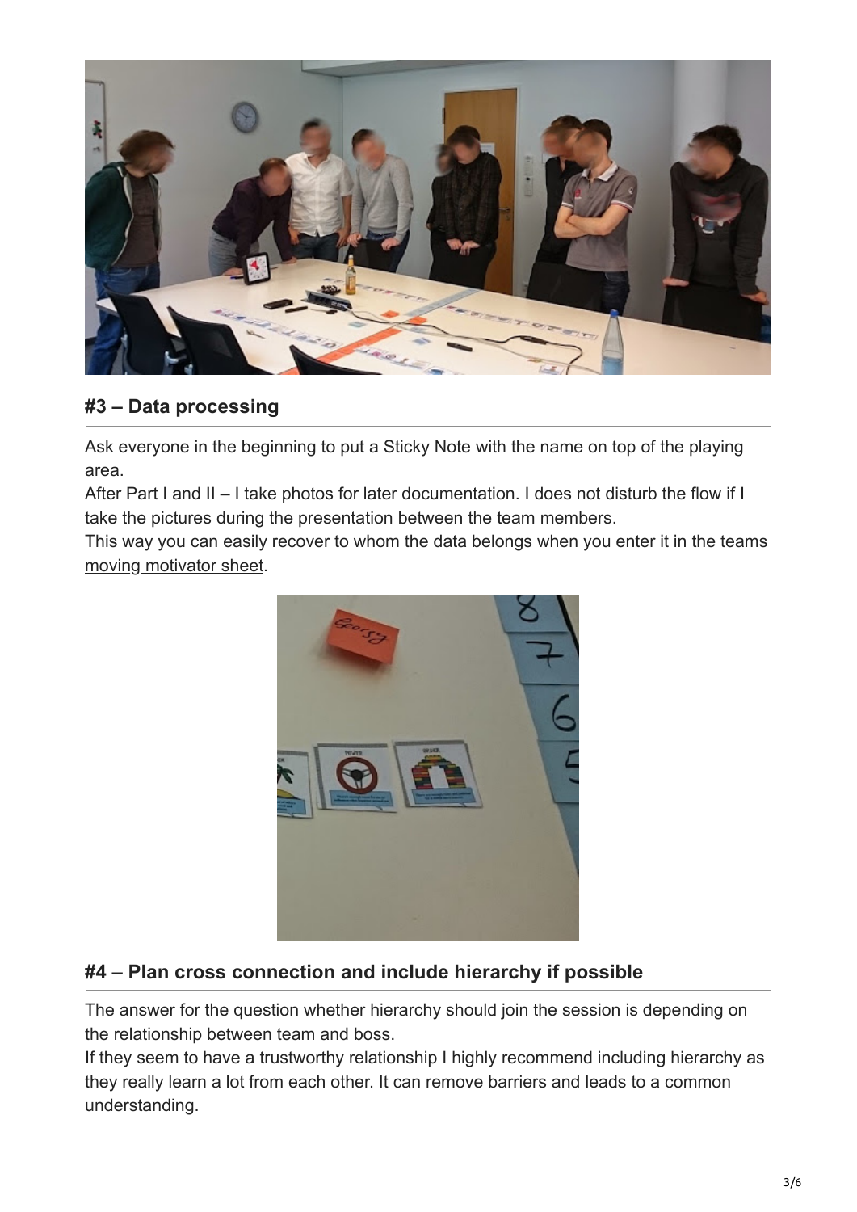### #3 – Data processing

Ask everyone in the beginning to put a Sticky Note with the name on top of the playing area.
After Part I and II – I take photos for later documentation. I does not disturb the flow if I take the pictures during the presentation between the team members.
This way you can easily recover to whom the data belongs when you enter it in the teams moving motivator sheet.

### #4 – Plan cross connection and include hierarchy if possible

The answer for the question whether hierarchy should join the session is depending on the relationship between team and boss.
If they seem to have a trustworthy relationship I highly recommend including hierarchy as they really learn a lot from each other. It can remove barriers and leads to a common understanding.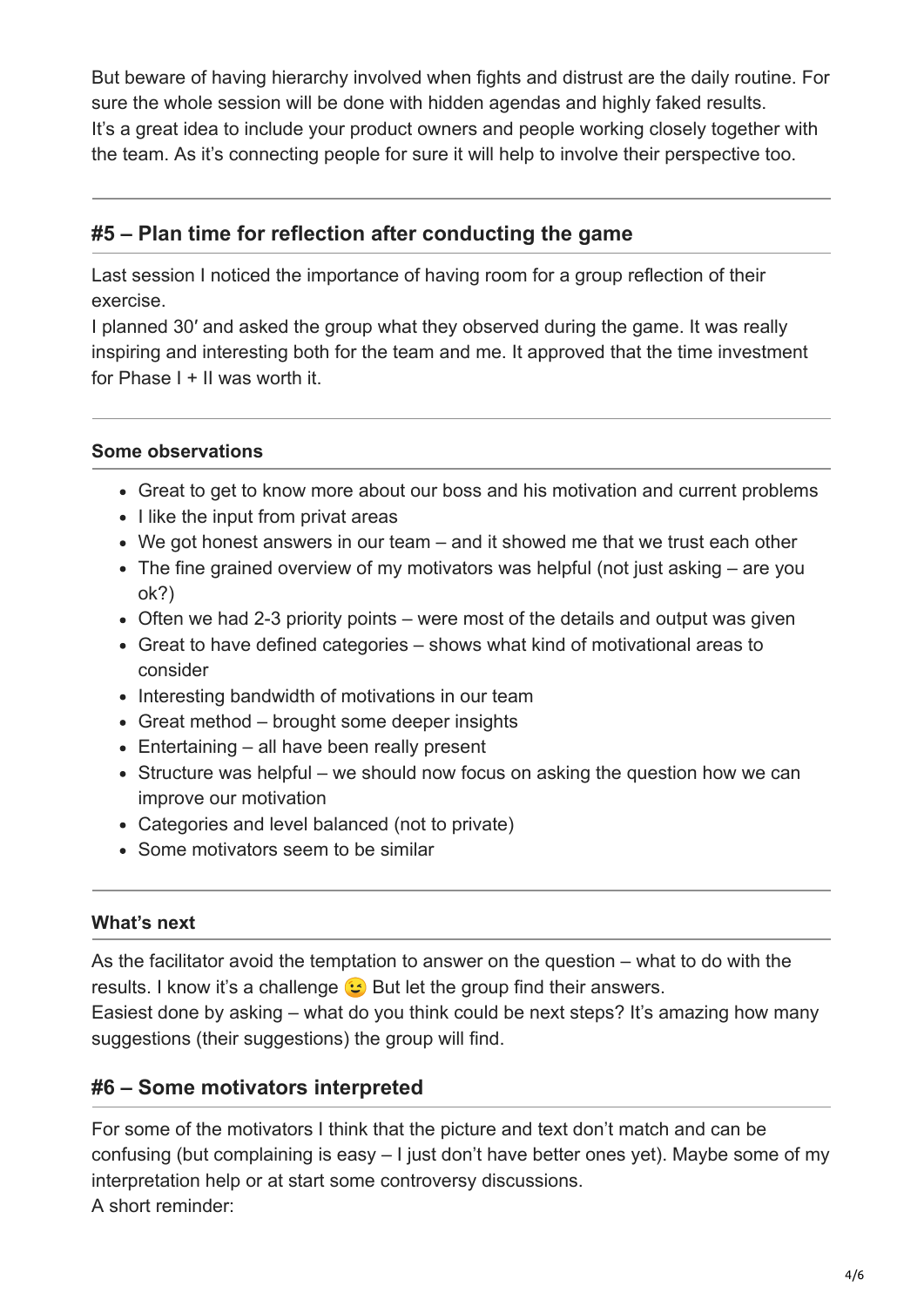But beware of having hierarchy involved when fights and distrust are the daily routine. For sure the whole session will be done with hidden agendas and highly faked results.
It's a great idea to include your product owners and people working closely together with the team. As it's connecting people for sure it will help to involve their perspective too.

---

## #5 – Plan time for reflection after conducting the game

Last session I noticed the importance of having room for a group reflection of their exercise.
I planned 30′ and asked the group what they observed during the game. It was really inspiring and interesting both for the team and me. It approved that the time investment for Phase I + II was worth it.

---

### Some observations

- Great to get to know more about our boss and his motivation and current problems
- I like the input from privat areas
- We got honest answers in our team – and it showed me that we trust each other
- The fine grained overview of my motivators was helpful (not just asking – are you ok?)
- Often we had 2-3 priority points – were most of the details and output was given
- Great to have defined categories – shows what kind of motivational areas to consider
- Interesting bandwidth of motivations in our team
- Great method – brought some deeper insights
- Entertaining – all have been really present
- Structure was helpful – we should now focus on asking the question how we can improve our motivation
- Categories and level balanced (not to private)
- Some motivators seem to be similar

---

### What's next

As the facilitator avoid the temptation to answer on the question – what to do with the results. I know it's a challenge 😉 But let the group find their answers.
Easiest done by asking – what do you think could be next steps? It's amazing how many suggestions (their suggestions) the group will find.

## #6 – Some motivators interpreted

For some of the motivators I think that the picture and text don't match and can be confusing (but complaining is easy – I just don't have better ones yet). Maybe some of my interpretation help or at start some controversy discussions.
A short reminder: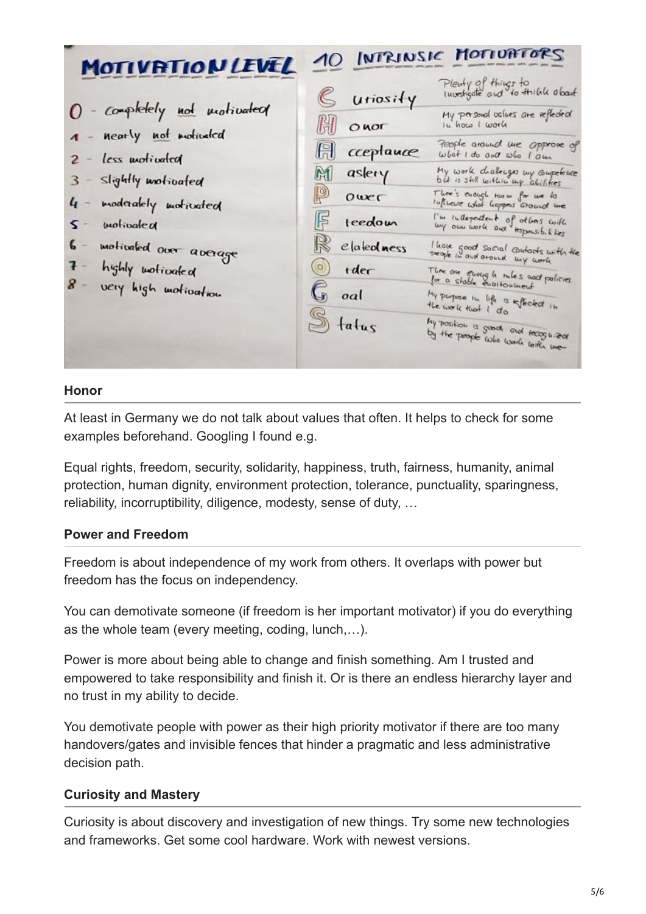**MOTIVATION LEVEL**

0 - completely not motivated
1 - nearly not motivated
2 - less motivated
3 - slightly motivated
4 - moderately motivated
5 - motivated
6 - motivated over average
7 - highly motivated
8 - very high motivation

**10 INTRINSIC MOTIVATORS**

| Motivator | Description |
| --- | --- |
| Curiosity | Plenty of things to investigate and to think about |
| Honor | My personal values are reflected in how I work |
| Acceptance | People around me approve of what I do and who I am |
| Mastery | My work challenges my competence but is still within my abilities |
| Power | There's enough room for me to influence what happens around me |
| Freedom | I'm independent of others with my own work and responsibilities |
| Relatedness | I have good social contacts with the people in and around my work |
| Order | There are enough rules and policies for a stable environment |
| Goal | My purpose in life is reflected in the work that I do |
| Status | My position is good and recognized by the people who work with me |

### Honor

At least in Germany we do not talk about values that often. It helps to check for some examples beforehand. Googling I found e.g.

Equal rights, freedom, security, solidarity, happiness, truth, fairness, humanity, animal protection, human dignity, environment protection, tolerance, punctuality, sparingness, reliability, incorruptibility, diligence, modesty, sense of duty, …

### Power and Freedom

Freedom is about independence of my work from others. It overlaps with power but freedom has the focus on independency.

You can demotivate someone (if freedom is her important motivator) if you do everything as the whole team (every meeting, coding, lunch,…).

Power is more about being able to change and finish something. Am I trusted and empowered to take responsibility and finish it. Or is there an endless hierarchy layer and no trust in my ability to decide.

You demotivate people with power as their high priority motivator if there are too many handovers/gates and invisible fences that hinder a pragmatic and less administrative decision path.

### Curiosity and Mastery

Curiosity is about discovery and investigation of new things. Try some new technologies and frameworks. Get some cool hardware. Work with newest versions.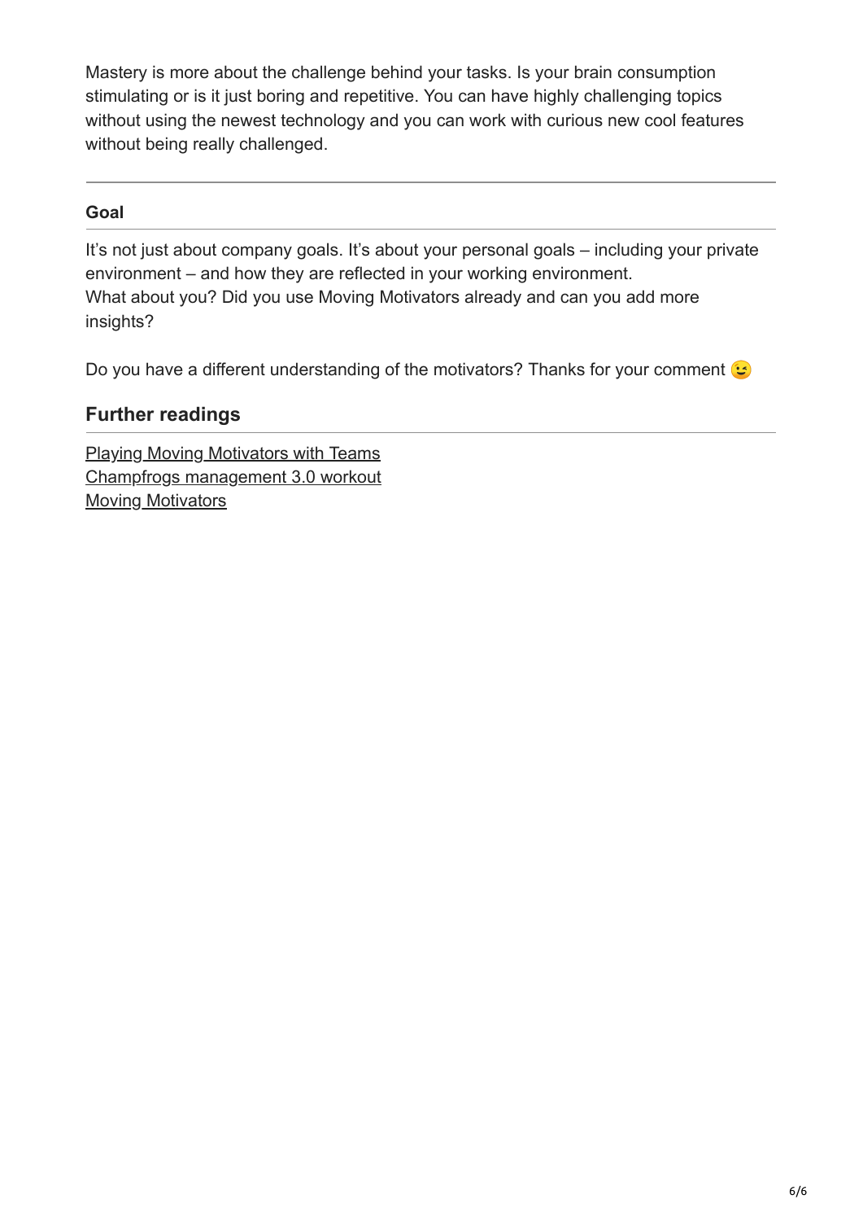Mastery is more about the challenge behind your tasks. Is your brain consumption stimulating or is it just boring and repetitive. You can have highly challenging topics without using the newest technology and you can work with curious new cool features without being really challenged.

---

**Goal**

It's not just about company goals. It's about your personal goals – including your private environment – and how they are reflected in your working environment.
What about you? Did you use Moving Motivators already and can you add more insights?

Do you have a different understanding of the motivators? Thanks for your comment 😉

## Further readings

Playing Moving Motivators with Teams
Champfrogs management 3.0 workout
Moving Motivators